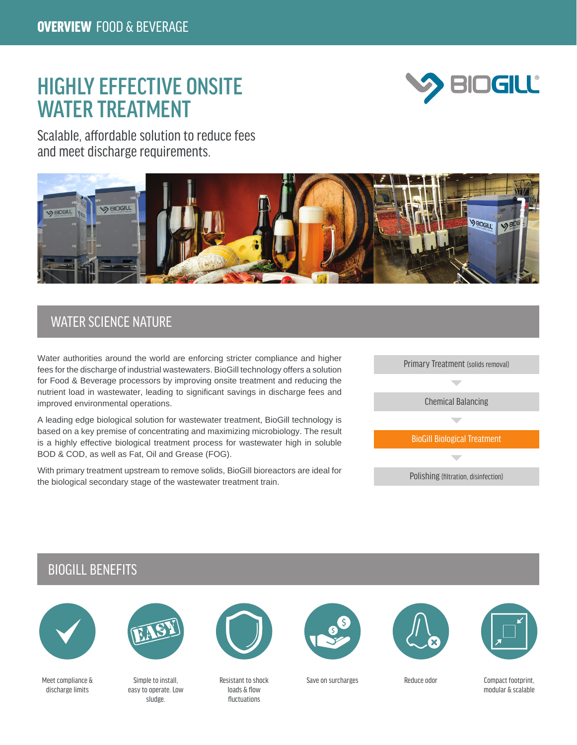**OVERVIEW** FOOD & BEVERAGE

# HIGHLY EFFECTIVE ONSITE WATER TREATMENT

Scalable, affordable solution to reduce fees and meet discharge requirements.

## WATER SCIENCE NATURE

Water authorities around the world are enforcing stricter compliance and higher fees for the discharge of industrial wastewaters. BioGill technology offers a solution for Food & Beverage processors by improving onsite treatment and reducing the nutrient load in wastewater, leading to significant savings in discharge fees and improved environmental operations.

A leading edge biological solution for wastewater treatment, BioGill technology is based on a key premise of concentrating and maximizing microbiology. The result is a highly effective biological treatment process for wastewater high in soluble BOD & COD, as well as Fat, Oil and Grease (FOG).

With primary treatment upstream to remove solids, BioGill bioreactors are ideal for the biological secondary stage of the wastewater treatment train.

- Primary Treatment (solids removal)
- Chemical Balancing
- BioGill Biological Treatment
- Polishing (filtration, disinfection)

## BIOGILL BENEFITS

- Meet compliance & discharge limits
- Simple to install, easy to operate. Low sludge.
- Resistant to shock loads & flow fluctuations
- Save on surcharges
- Reduce odor
- Compact footprint, modular & scalable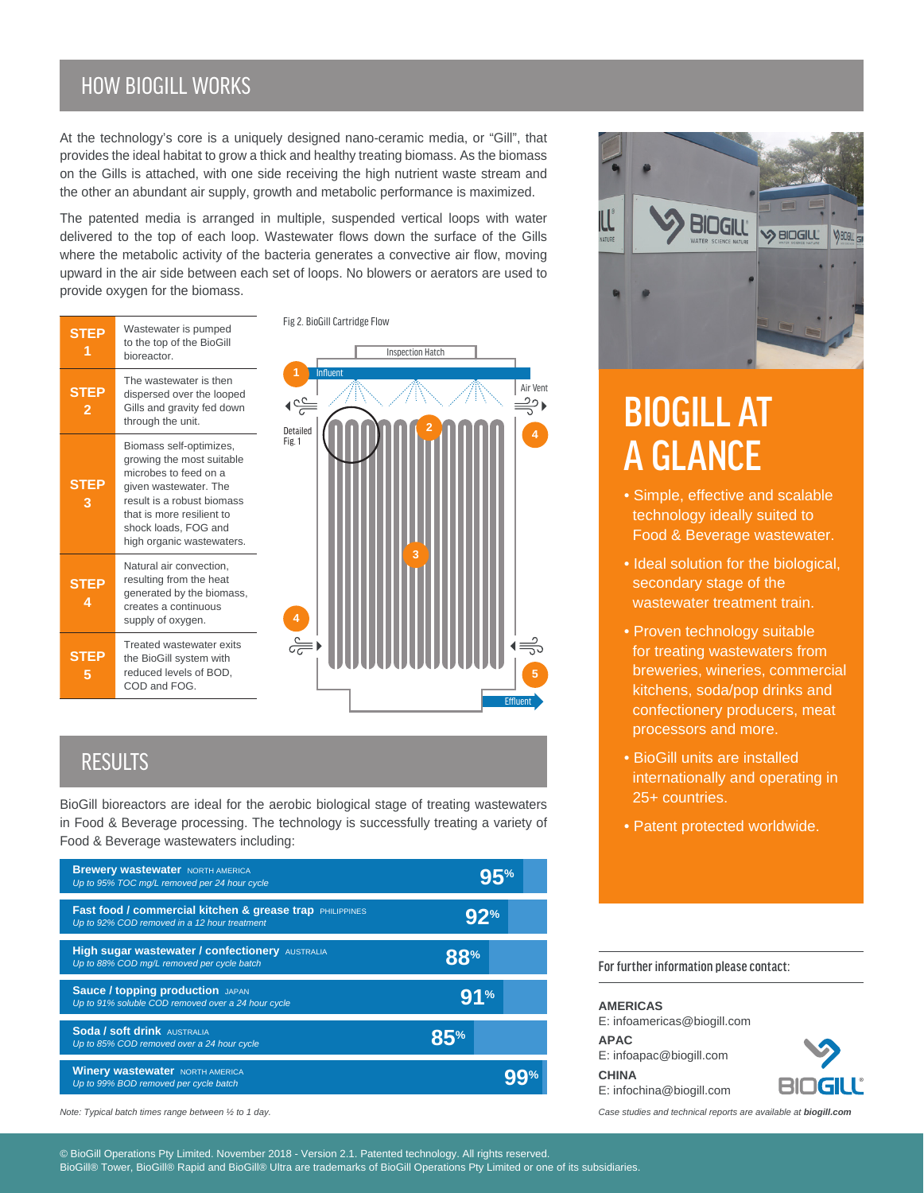## HOW BIOGILL WORKS

At the technology's core is a uniquely designed nano-ceramic media, or "Gill", that provides the ideal habitat to grow a thick and healthy treating biomass. As the biomass on the Gills is attached, with one side receiving the high nutrient waste stream and the other an abundant air supply, growth and metabolic performance is maximized.

The patented media is arranged in multiple, suspended vertical loops with water delivered to the top of each loop. Wastewater flows down the surface of the Gills where the metabolic activity of the bacteria generates a convective air flow, moving upward in the air side between each set of loops. No blowers or aerators are used to provide oxygen for the biomass.

| | |
|---|---|
| **STEP 1** | Wastewater is pumped to the top of the BioGill bioreactor. |
| **STEP 2** | The wastewater is then dispersed over the looped Gills and gravity fed down through the unit. |
| **STEP 3** | Biomass self-optimizes, growing the most suitable microbes to feed on a given wastewater. The result is a robust biomass that is more resilient to shock loads, FOG and high organic wastewaters. |
| **STEP 4** | Natural air convection, resulting from the heat generated by the biomass, creates a continuous supply of oxygen. |
| **STEP 5** | Treated wastewater exits the BioGill system with reduced levels of BOD, COD and FOG. |

Fig 2. BioGill Cartridge Flow

Inspection Hatch
1 Influent
Air Vent
Detailed Fig. 1
2
3
4
4
5
Effluent

## RESULTS

BioGill bioreactors are ideal for the aerobic biological stage of treating wastewaters in Food & Beverage processing. The technology is successfully treating a variety of Food & Beverage wastewaters including:

**Brewery wastewater** NORTH AMERICA
*Up to 95% TOC mg/L removed per 24 hour cycle*
95%

**Fast food / commercial kitchen & grease trap** PHILIPPINES
*Up to 92% COD removed in a 12 hour treatment*
92%

**High sugar wastewater / confectionery** AUSTRALIA
*Up to 88% COD mg/L removed per cycle batch*
88%

**Sauce / topping production** JAPAN
*Up to 91% soluble COD removed over a 24 hour cycle*
91%

**Soda / soft drink** AUSTRALIA
*Up to 85% COD removed over a 24 hour cycle*
85%

**Winery wastewater** NORTH AMERICA
*Up to 99% BOD removed per cycle batch*
99%

*Note: Typical batch times range between ½ to 1 day.*

## BIOGILL AT A GLANCE

- Simple, effective and scalable technology ideally suited to Food & Beverage wastewater.
- Ideal solution for the biological, secondary stage of the wastewater treatment train.
- Proven technology suitable for treating wastewaters from breweries, wineries, commercial kitchens, soda/pop drinks and confectionery producers, meat processors and more.
- BioGill units are installed internationally and operating in 25+ countries.
- Patent protected worldwide.

For further information please contact:

**AMERICAS**
E: infoamericas@biogill.com

**APAC**
E: infoapac@biogill.com

**CHINA**
E: infochina@biogill.com

*Case studies and technical reports are available at* ***biogill.com***

© BioGill Operations Pty Limited. November 2018 - Version 2.1. Patented technology. All rights reserved.
BioGill® Tower, BioGill® Rapid and BioGill® Ultra are trademarks of BioGill Operations Pty Limited or one of its subsidiaries.